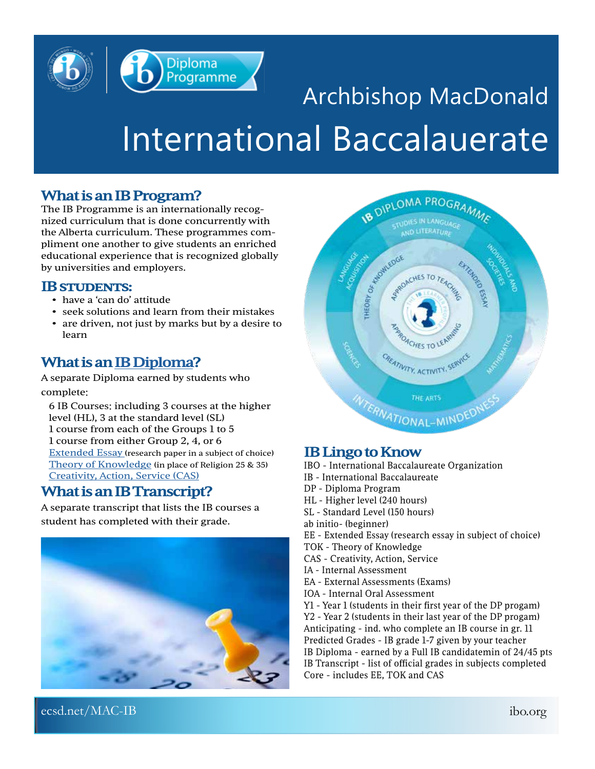# Archbishop MacDonald International Baccalauerate

## What is an IB Program?

The IB Programme is an internationally recognized curriculum that is done concurrently with the Alberta curriculum. These programmes compliment one another to give students an enriched educational experience that is recognized globally by universities and employers.

### IB STUDENTS:

- have a 'can do' attitude
- seek solutions and learn from their mistakes
- are driven, not just by marks but by a desire to learn

## What is an IB Diploma?

A separate Diploma earned by students who complete:

6 IB Courses: including 3 courses at the higher level (HL), 3 at the standard level (SL)
1 course from each of the Groups 1 to 5
1 course from either Group 2, 4, or 6
Extended Essay (research paper in a subject of choice)
Theory of Knowledge (in place of Religion 25 & 35)
Creativity, Action, Service (CAS)

## What is an IB Transcript?

A separate transcript that lists the IB courses a student has completed with their grade.

## IB Lingo to Know

IBO - International Baccalaureate Organization
IB - International Baccalaureate
DP - Diploma Program
HL - Higher level (240 hours)
SL - Standard Level (150 hours)
ab initio- (beginner)
EE - Extended Essay (research essay in subject of choice)
TOK - Theory of Knowledge
CAS - Creativity, Action, Service
IA - Internal Assessment
EA - External Assessments (Exams)
IOA - Internal Oral Assessment
Y1 - Year 1 (students in their first year of the DP progam)
Y2 - Year 2 (students in their last year of the DP progam)
Anticipating - ind. who complete an IB course in gr. 11
Predicted Grades - IB grade 1-7 given by your teacher
IB Diploma - earned by a Full IB candidatemin of 24/45 pts
IB Transcript - list of official grades in subjects completed
Core - includes EE, TOK and CAS

ecsd.net/MAC-IB

ibo.org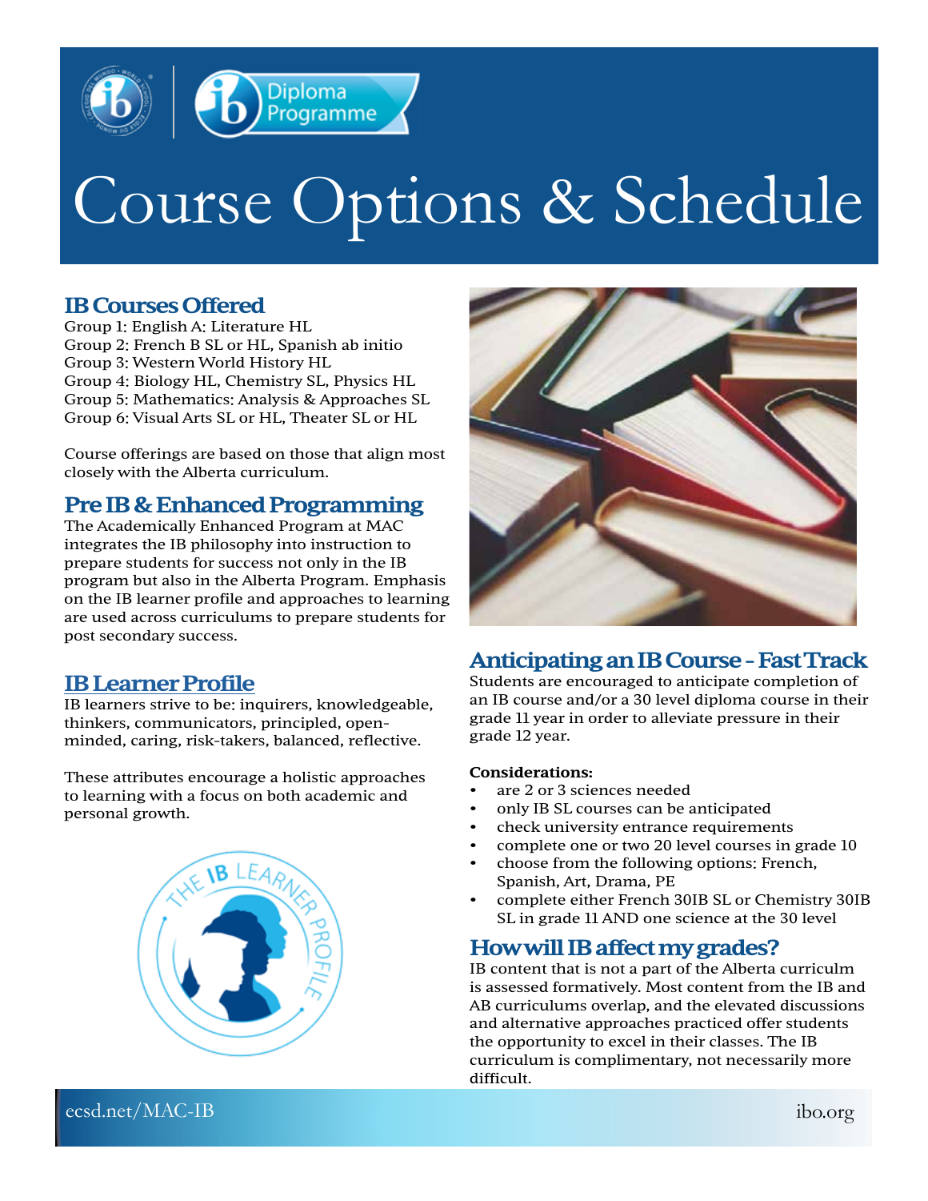# Course Options & Schedule

## IB Courses Offered

Group 1: English A: Literature HL
Group 2: French B SL or HL, Spanish ab initio
Group 3: Western World History HL
Group 4: Biology HL, Chemistry SL, Physics HL
Group 5: Mathematics: Analysis & Approaches SL
Group 6: Visual Arts SL or HL, Theater SL or HL

Course offerings are based on those that align most closely with the Alberta curriculum.

## Pre IB & Enhanced Programming

The Academically Enhanced Program at MAC integrates the IB philosophy into instruction to prepare students for success not only in the IB program but also in the Alberta Program. Emphasis on the IB learner profile and approaches to learning are used across curriculums to prepare students for post secondary success.

## IB Learner Profile

IB learners strive to be: inquirers, knowledgeable, thinkers, communicators, principled, open-minded, caring, risk-takers, balanced, reflective.

These attributes encourage a holistic approaches to learning with a focus on both academic and personal growth.

## Anticipating an IB Course - Fast Track

Students are encouraged to anticipate completion of an IB course and/or a 30 level diploma course in their grade 11 year in order to alleviate pressure in their grade 12 year.

**Considerations:**

- are 2 or 3 sciences needed
- only IB SL courses can be anticipated
- check university entrance requirements
- complete one or two 20 level courses in grade 10
- choose from the following options: French, Spanish, Art, Drama, PE
- complete either French 30IB SL or Chemistry 30IB SL in grade 11 AND one science at the 30 level

## How will IB affect my grades?

IB content that is not a part of the Alberta curriculm is assessed formatively. Most content from the IB and AB curriculums overlap, and the elevated discussions and alternative approaches practiced offer students the opportunity to excel in their classes. The IB curriculum is complimentary, not necessarily more difficult.

ecsd.net/MAC-IB

ibo.org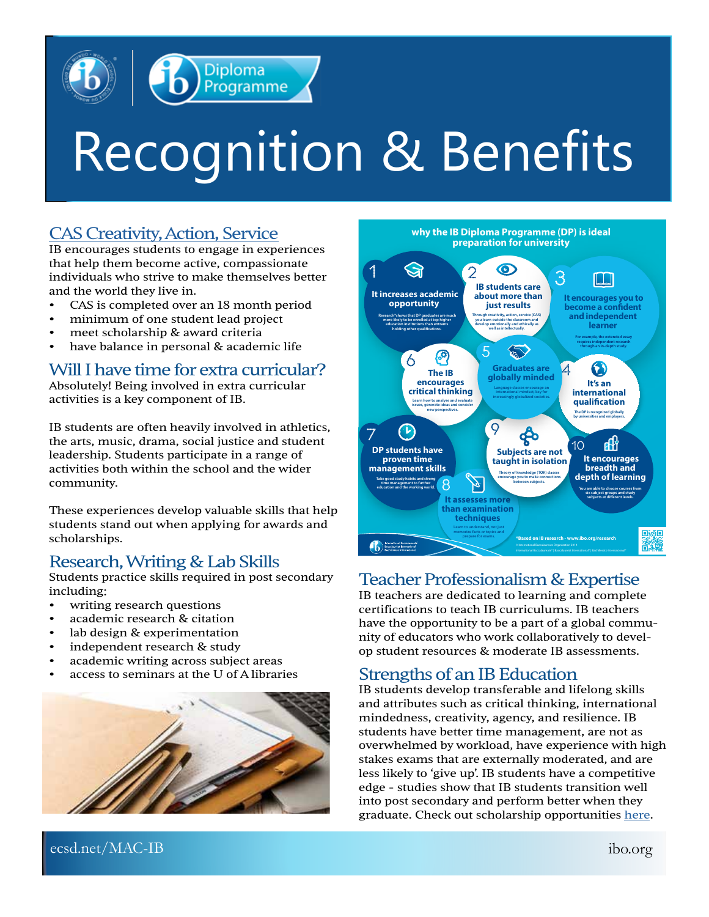# Recognition & Benefits

## CAS Creativity, Action, Service

IB encourages students to engage in experiences that help them become active, compassionate individuals who strive to make themselves better and the world they live in.

- CAS is completed over an 18 month period
- minimum of one student lead project
- meet scholarship & award criteria
- have balance in personal & academic life

## Will I have time for extra curricular?

Absolutely! Being involved in extra curricular activities is a key component of IB.

IB students are often heavily involved in athletics, the arts, music, drama, social justice and student leadership. Students participate in a range of activities both within the school and the wider community.

These experiences develop valuable skills that help students stand out when applying for awards and scholarships.

## Research, Writing & Lab Skills

Students practice skills required in post secondary including:

- writing research questions
- academic research & citation
- lab design & experimentation
- independent research & study
- academic writing across subject areas
- access to seminars at the U of A libraries

**why the IB Diploma Programme (DP) is ideal preparation for university**

1. **It increases academic opportunity** — Research* shows that DP graduates are much more likely to be enrolled at top higher education institutions than entrants holding other qualifications.
2. **IB students care about more than just results** — Through creativity, action, service (CAS) you learn outside the classroom and develop emotionally and ethically as well as intellectually.
3. **It encourages you to become a confident and independent learner** — For example, the extended essay requires independent research through an in-depth study.
4. **It's an international qualification** — The DP is recognized globally by universities and employers.
5. **Graduates are globally minded** — Language classes encourage an international mindset, key for increasingly globalized societies.
6. **The IB encourages critical thinking** — Learn how to analyse and evaluate issues, generate ideas and consider new perspectives.
7. **DP students have proven time management skills** — Take good study habits and strong time management to further education and the working world.
8. **It assesses more than examination techniques** — Learn to understand, not just memorize facts or topics and prepare for exams.
9. **Subjects are not taught in isolation** — Theory of knowledge (TOK) classes encourage you to make connections between subjects.
10. **It encourages breadth and depth of learning** — You are able to choose courses from six subject groups and study subjects at different levels.

*Based on IB research - www.ibo.org/research

## Teacher Professionalism & Expertise

IB teachers are dedicated to learning and complete certifications to teach IB curriculums. IB teachers have the opportunity to be a part of a global community of educators who work collaboratively to develop student resources & moderate IB assessments.

## Strengths of an IB Education

IB students develop transferable and lifelong skills and attributes such as critical thinking, international mindedness, creativity, agency, and resilience. IB students have better time management, are not as overwhelmed by workload, have experience with high stakes exams that are externally moderated, and are less likely to 'give up'. IB students have a competitive edge - studies show that IB students transition well into post secondary and perform better when they graduate. Check out scholarship opportunities here.

ecsd.net/MAC-IB ibo.org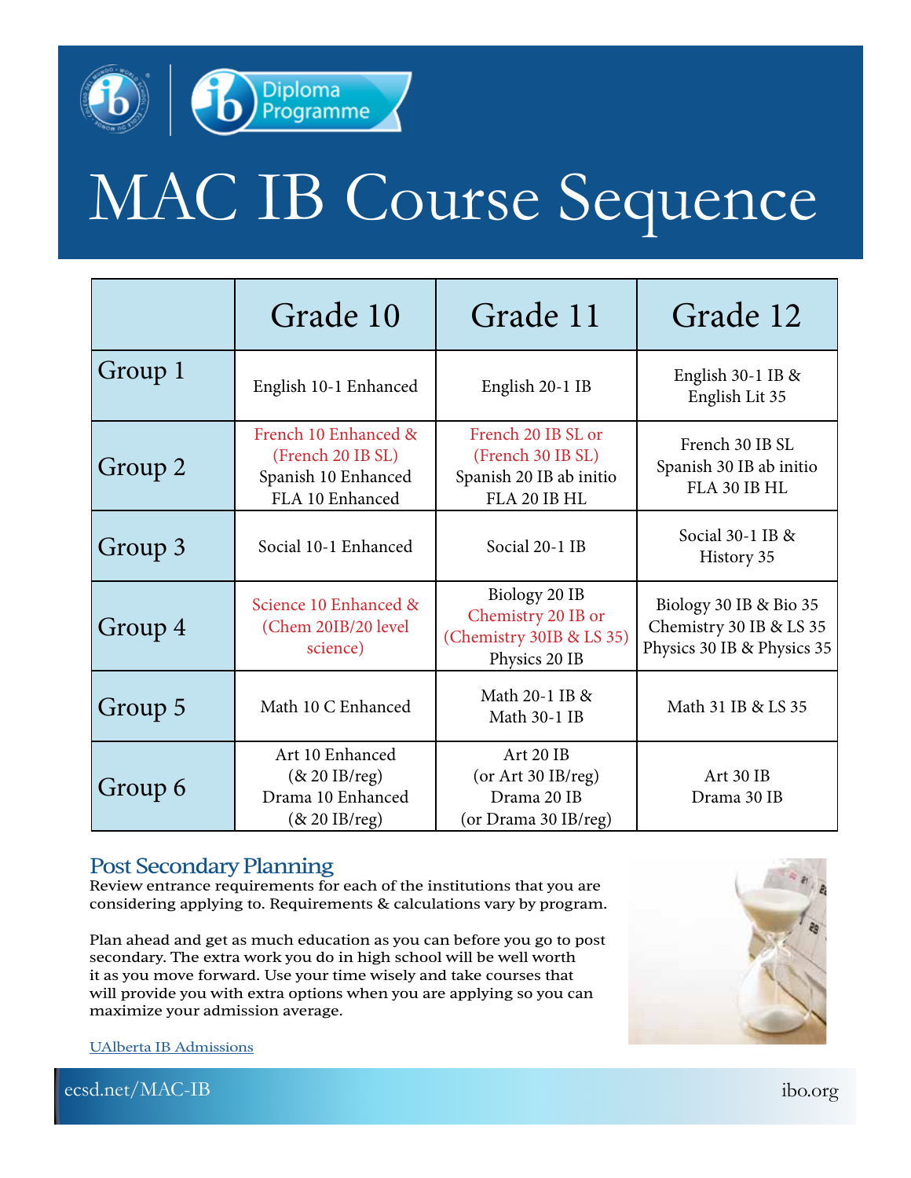# MAC IB Course Sequence

| | Grade 10 | Grade 11 | Grade 12 |
|---|---|---|---|
| Group 1 | English 10-1 Enhanced | English 20-1 IB | English 30-1 IB & English Lit 35 |
| Group 2 | French 10 Enhanced & (French 20 IB SL)<br>Spanish 10 Enhanced<br>FLA 10 Enhanced | French 20 IB SL or (French 30 IB SL)<br>Spanish 20 IB ab initio<br>FLA 20 IB HL | French 30 IB SL<br>Spanish 30 IB ab initio<br>FLA 30 IB HL |
| Group 3 | Social 10-1 Enhanced | Social 20-1 IB | Social 30-1 IB & History 35 |
| Group 4 | Science 10 Enhanced & (Chem 20IB/20 level science) | Biology 20 IB<br>Chemistry 20 IB or (Chemistry 30IB & LS 35)<br>Physics 20 IB | Biology 30 IB & Bio 35<br>Chemistry 30 IB & LS 35<br>Physics 30 IB & Physics 35 |
| Group 5 | Math 10 C Enhanced | Math 20-1 IB & Math 30-1 IB | Math 31 IB & LS 35 |
| Group 6 | Art 10 Enhanced (& 20 IB/reg)<br>Drama 10 Enhanced (& 20 IB/reg) | Art 20 IB (or Art 30 IB/reg)<br>Drama 20 IB (or Drama 30 IB/reg) | Art 30 IB<br>Drama 30 IB |

## Post Secondary Planning

Review entrance requirements for each of the institutions that you are considering applying to. Requirements & calculations vary by program.

Plan ahead and get as much education as you can before you go to post secondary. The extra work you do in high school will be well worth it as you move forward. Use your time wisely and take courses that will provide you with extra options when you are applying so you can maximize your admission average.

UAlberta IB Admissions

ecsd.net/MAC-IB

ibo.org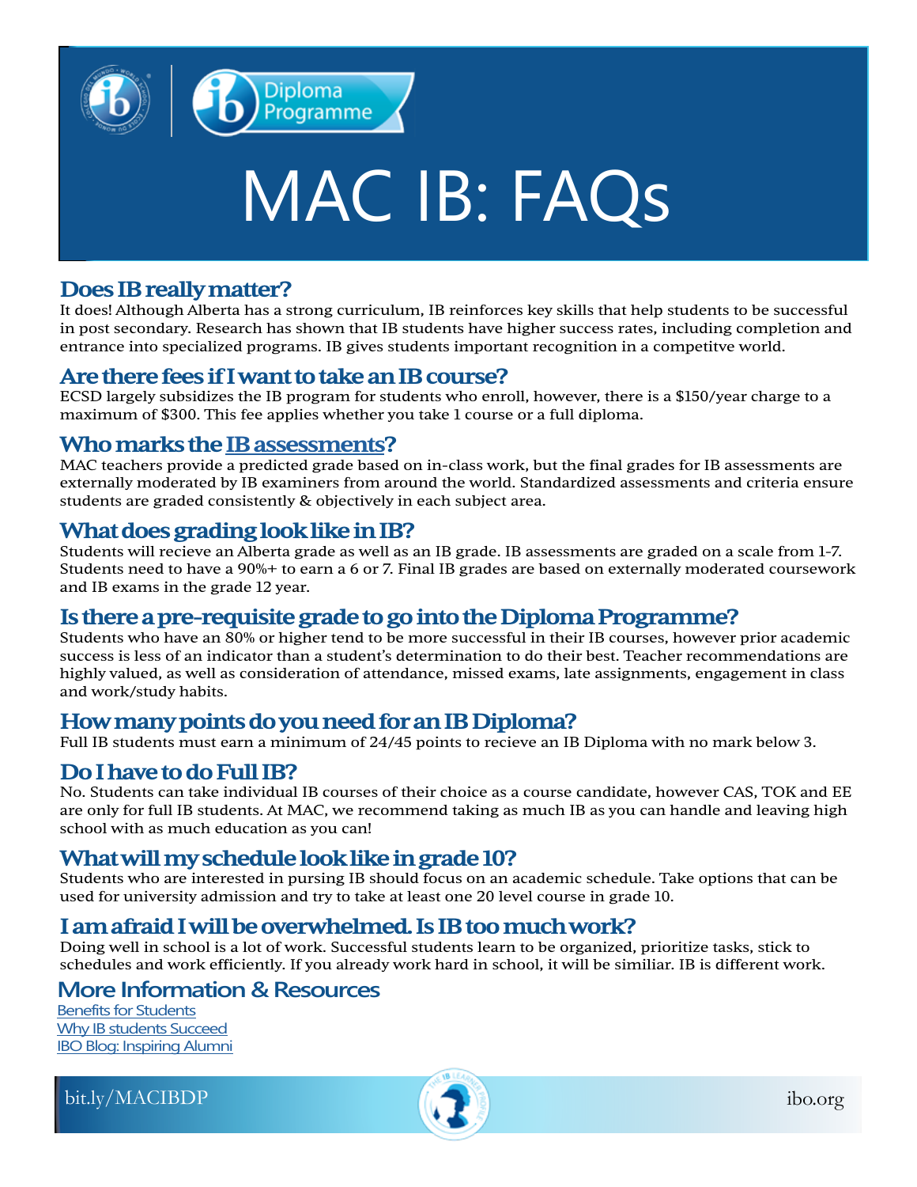# MAC IB: FAQs

## Does IB really matter?

It does! Although Alberta has a strong curriculum, IB reinforces key skills that help students to be successful in post secondary. Research has shown that IB students have higher success rates, including completion and entrance into specialized programs. IB gives students important recognition in a competitve world.

## Are there fees if I want to take an IB course?

ECSD largely subsidizes the IB program for students who enroll, however, there is a $150/year charge to a maximum of $300. This fee applies whether you take 1 course or a full diploma.

## Who marks the [IB assessments]?

MAC teachers provide a predicted grade based on in-class work, but the final grades for IB assessments are externally moderated by IB examiners from around the world. Standardized assessments and criteria ensure students are graded consistently & objectively in each subject area.

## What does grading look like in IB?

Students will recieve an Alberta grade as well as an IB grade. IB assessments are graded on a scale from 1-7. Students need to have a 90%+ to earn a 6 or 7. Final IB grades are based on externally moderated coursework and IB exams in the grade 12 year.

## Is there a pre-requisite grade to go into the Diploma Programme?

Students who have an 80% or higher tend to be more successful in their IB courses, however prior academic success is less of an indicator than a student's determination to do their best. Teacher recommendations are highly valued, as well as consideration of attendance, missed exams, late assignments, engagement in class and work/study habits.

## How many points do you need for an IB Diploma?

Full IB students must earn a minimum of 24/45 points to recieve an IB Diploma with no mark below 3.

## Do I have to do Full IB?

No. Students can take individual IB courses of their choice as a course candidate, however CAS, TOK and EE are only for full IB students. At MAC, we recommend taking as much IB as you can handle and leaving high school with as much education as you can!

## What will my schedule look like in grade 10?

Students who are interested in pursing IB should focus on an academic schedule. Take options that can be used for university admission and try to take at least one 20 level course in grade 10.

## I am afraid I will be overwhelmed. Is IB too much work?

Doing well in school is a lot of work. Successful students learn to be organized, prioritize tasks, stick to schedules and work efficiently. If you already work hard in school, it will be similiar. IB is different work.

## More Information & Resources

[Benefits for Students]
[Why IB students Succeed]
[IBO Blog: Inspiring Alumni]

bit.ly/MACIBDP

ibo.org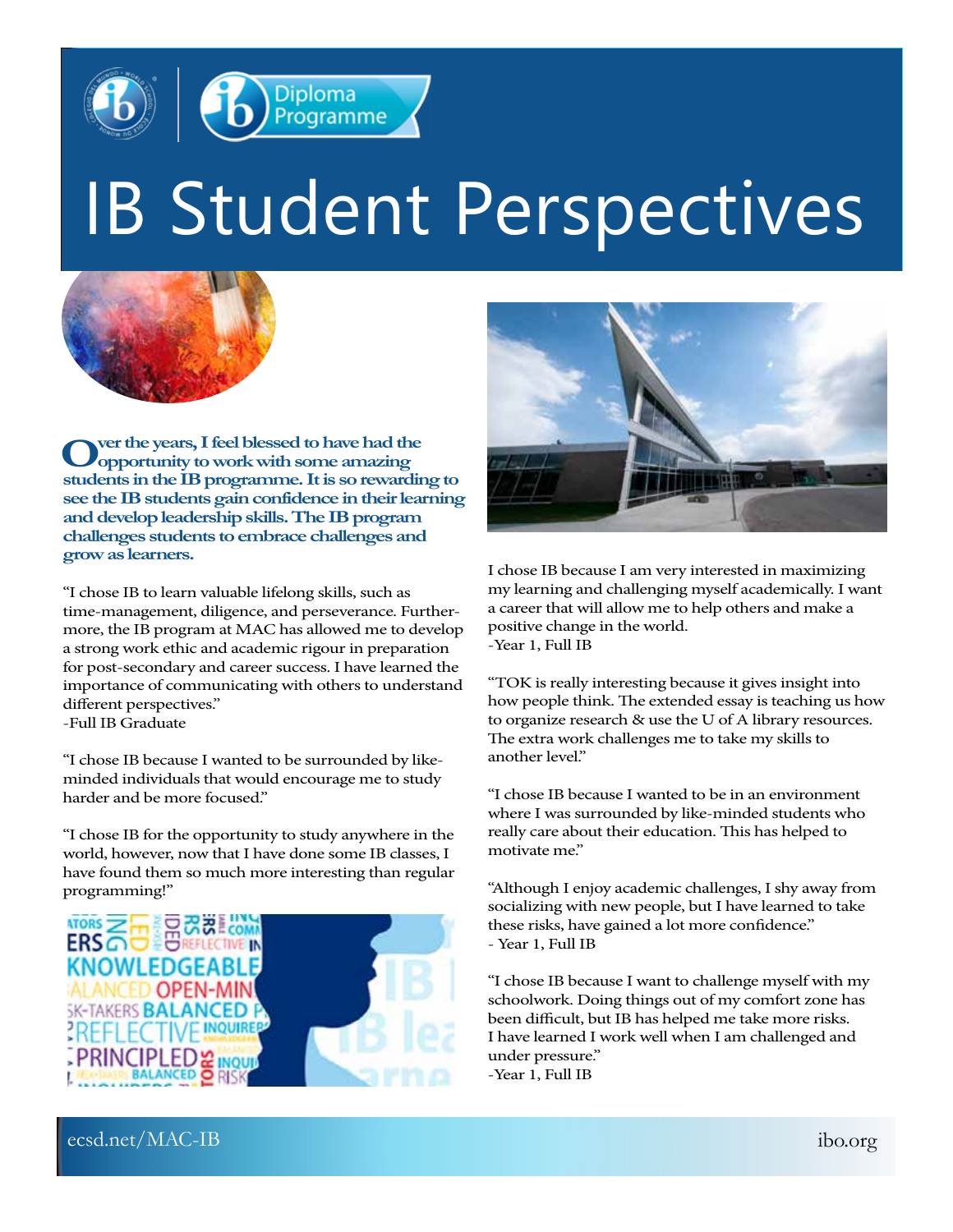# IB Student Perspectives

**Over the years, I feel blessed to have had the opportunity to work with some amazing students in the IB programme. It is so rewarding to see the IB students gain confidence in their learning and develop leadership skills. The IB program challenges students to embrace challenges and grow as learners.**

"I chose IB to learn valuable lifelong skills, such as time-management, diligence, and perseverance. Furthermore, the IB program at MAC has allowed me to develop a strong work ethic and academic rigour in preparation for post-secondary and career success. I have learned the importance of communicating with others to understand different perspectives."
-Full IB Graduate

"I chose IB because I wanted to be surrounded by like-minded individuals that would encourage me to study harder and be more focused."

"I chose IB for the opportunity to study anywhere in the world, however, now that I have done some IB classes, I have found them so much more interesting than regular programming!"

I chose IB because I am very interested in maximizing my learning and challenging myself academically. I want a career that will allow me to help others and make a positive change in the world.
-Year 1, Full IB

"TOK is really interesting because it gives insight into how people think. The extended essay is teaching us how to organize research & use the U of A library resources. The extra work challenges me to take my skills to another level."

"I chose IB because I wanted to be in an environment where I was surrounded by like-minded students who really care about their education. This has helped to motivate me."

"Although I enjoy academic challenges, I shy away from socializing with new people, but I have learned to take these risks, have gained a lot more confidence."
- Year 1, Full IB

"I chose IB because I want to challenge myself with my schoolwork. Doing things out of my comfort zone has been difficult, but IB has helped me take more risks. I have learned I work well when I am challenged and under pressure."
-Year 1, Full IB

ecsd.net/MAC-IB

ibo.org